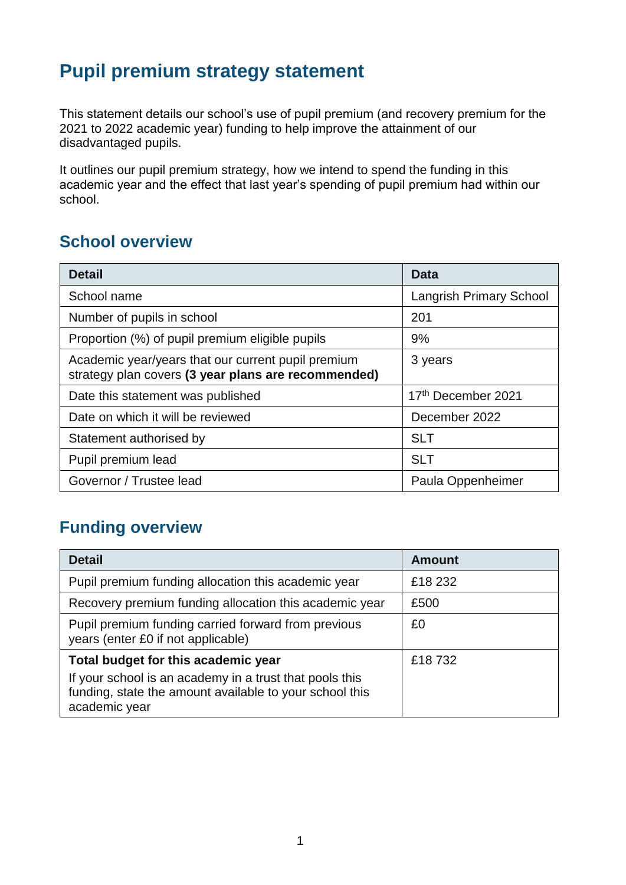# Pupil premium strategy statement

This statement details our school's use of pupil premium (and recovery premium for the 2021 to 2022 academic year) funding to help improve the attainment of our disadvantaged pupils.

It outlines our pupil premium strategy, how we intend to spend the funding in this academic year and the effect that last year's spending of pupil premium had within our school.

## School overview

| Detail | Data |
|---|---|
| School name | Langrish Primary School |
| Number of pupils in school | 201 |
| Proportion (%) of pupil premium eligible pupils | 9% |
| Academic year/years that our current pupil premium strategy plan covers **(3 year plans are recommended)** | 3 years |
| Date this statement was published | 17th December 2021 |
| Date on which it will be reviewed | December 2022 |
| Statement authorised by | SLT |
| Pupil premium lead | SLT |
| Governor / Trustee lead | Paula Oppenheimer |

## Funding overview

| Detail | Amount |
|---|---|
| Pupil premium funding allocation this academic year | £18 232 |
| Recovery premium funding allocation this academic year | £500 |
| Pupil premium funding carried forward from previous years (enter £0 if not applicable) | £0 |
| **Total budget for this academic year**<br>If your school is an academy in a trust that pools this funding, state the amount available to your school this academic year | £18 732 |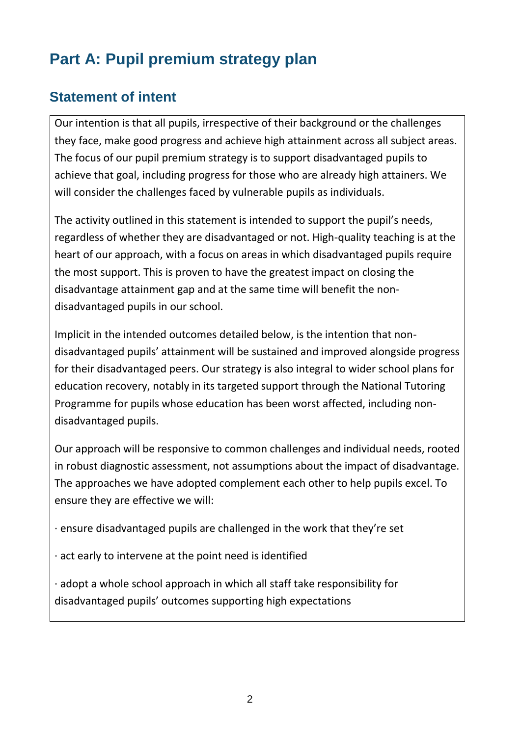# Part A: Pupil premium strategy plan

## Statement of intent

Our intention is that all pupils, irrespective of their background or the challenges they face, make good progress and achieve high attainment across all subject areas. The focus of our pupil premium strategy is to support disadvantaged pupils to achieve that goal, including progress for those who are already high attainers. We will consider the challenges faced by vulnerable pupils as individuals.

The activity outlined in this statement is intended to support the pupil's needs, regardless of whether they are disadvantaged or not. High-quality teaching is at the heart of our approach, with a focus on areas in which disadvantaged pupils require the most support. This is proven to have the greatest impact on closing the disadvantage attainment gap and at the same time will benefit the non-disadvantaged pupils in our school.

Implicit in the intended outcomes detailed below, is the intention that non-disadvantaged pupils' attainment will be sustained and improved alongside progress for their disadvantaged peers. Our strategy is also integral to wider school plans for education recovery, notably in its targeted support through the National Tutoring Programme for pupils whose education has been worst affected, including non-disadvantaged pupils.

Our approach will be responsive to common challenges and individual needs, rooted in robust diagnostic assessment, not assumptions about the impact of disadvantage. The approaches we have adopted complement each other to help pupils excel. To ensure they are effective we will:

· ensure disadvantaged pupils are challenged in the work that they're set

· act early to intervene at the point need is identified

· adopt a whole school approach in which all staff take responsibility for disadvantaged pupils' outcomes supporting high expectations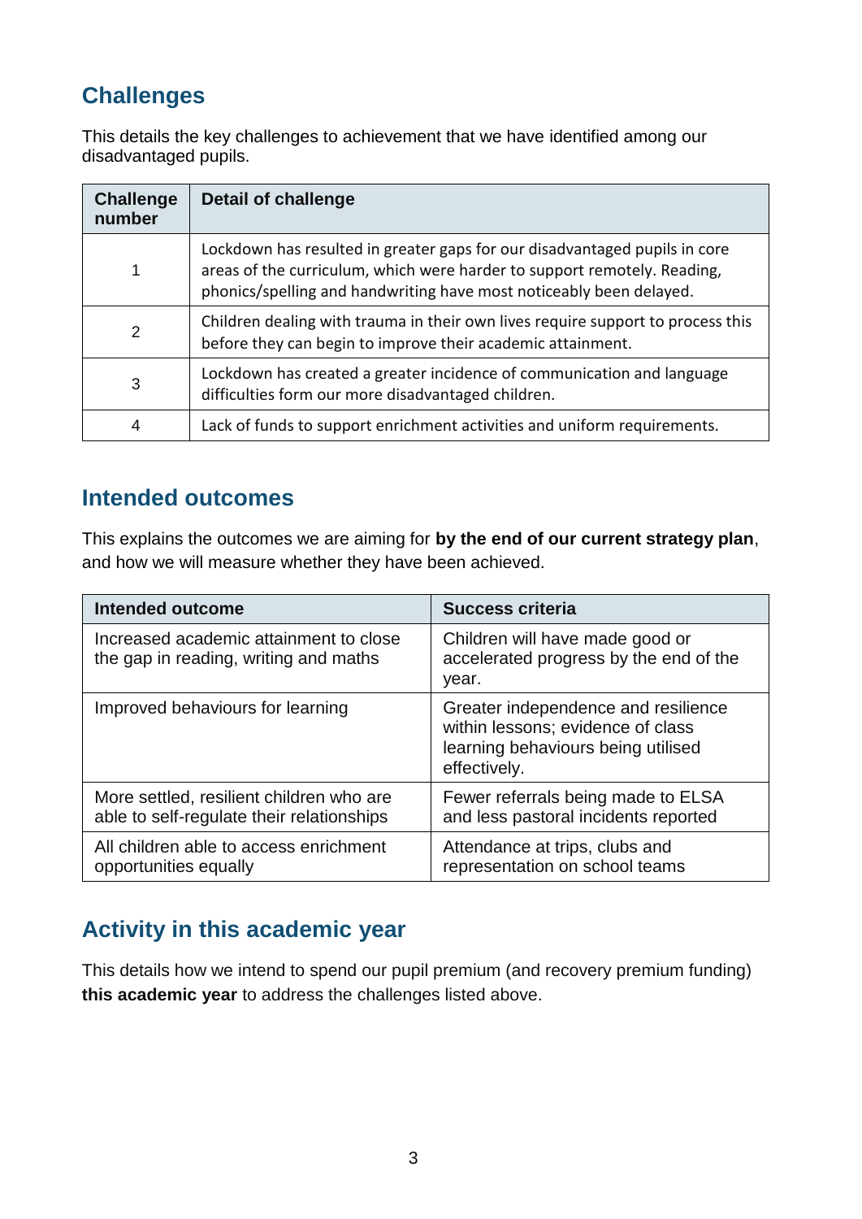## Challenges

This details the key challenges to achievement that we have identified among our disadvantaged pupils.

| Challenge number | Detail of challenge |
|---|---|
| 1 | Lockdown has resulted in greater gaps for our disadvantaged pupils in core areas of the curriculum, which were harder to support remotely. Reading, phonics/spelling and handwriting have most noticeably been delayed. |
| 2 | Children dealing with trauma in their own lives require support to process this before they can begin to improve their academic attainment. |
| 3 | Lockdown has created a greater incidence of communication and language difficulties form our more disadvantaged children. |
| 4 | Lack of funds to support enrichment activities and uniform requirements. |

## Intended outcomes

This explains the outcomes we are aiming for **by the end of our current strategy plan**, and how we will measure whether they have been achieved.

| Intended outcome | Success criteria |
|---|---|
| Increased academic attainment to close the gap in reading, writing and maths | Children will have made good or accelerated progress by the end of the year. |
| Improved behaviours for learning | Greater independence and resilience within lessons; evidence of class learning behaviours being utilised effectively. |
| More settled, resilient children who are able to self-regulate their relationships | Fewer referrals being made to ELSA and less pastoral incidents reported |
| All children able to access enrichment opportunities equally | Attendance at trips, clubs and representation on school teams |

## Activity in this academic year

This details how we intend to spend our pupil premium (and recovery premium funding) **this academic year** to address the challenges listed above.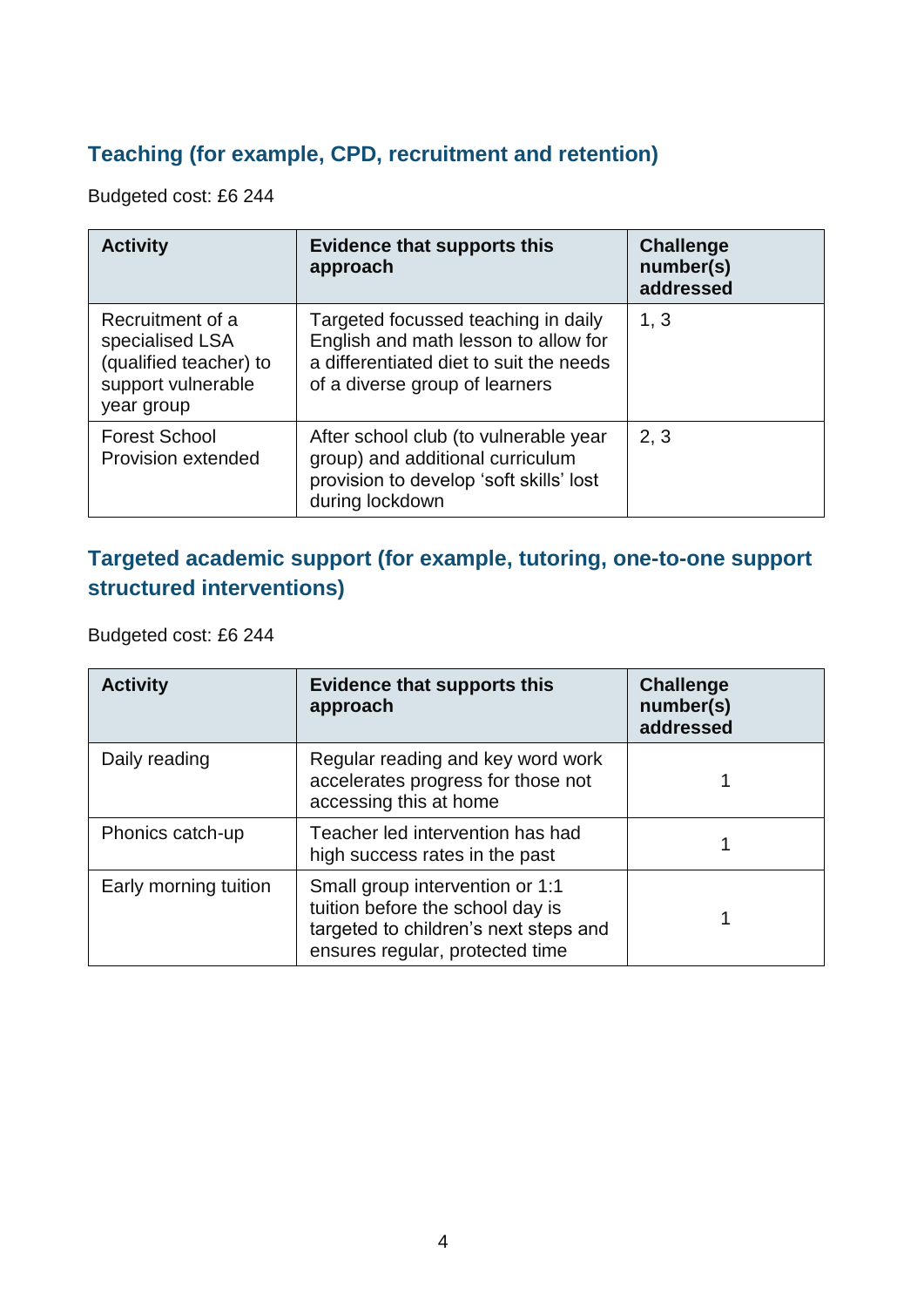### Teaching (for example, CPD, recruitment and retention)

Budgeted cost: £6 244

| Activity | Evidence that supports this approach | Challenge number(s) addressed |
|---|---|---|
| Recruitment of a specialised LSA (qualified teacher) to support vulnerable year group | Targeted focussed teaching in daily English and math lesson to allow for a differentiated diet to suit the needs of a diverse group of learners | 1, 3 |
| Forest School Provision extended | After school club (to vulnerable year group) and additional curriculum provision to develop 'soft skills' lost during lockdown | 2, 3 |

### Targeted academic support (for example, tutoring, one-to-one support structured interventions)

Budgeted cost: £6 244

| Activity | Evidence that supports this approach | Challenge number(s) addressed |
|---|---|---|
| Daily reading | Regular reading and key word work accelerates progress for those not accessing this at home | 1 |
| Phonics catch-up | Teacher led intervention has had high success rates in the past | 1 |
| Early morning tuition | Small group intervention or 1:1 tuition before the school day is targeted to children's next steps and ensures regular, protected time | 1 |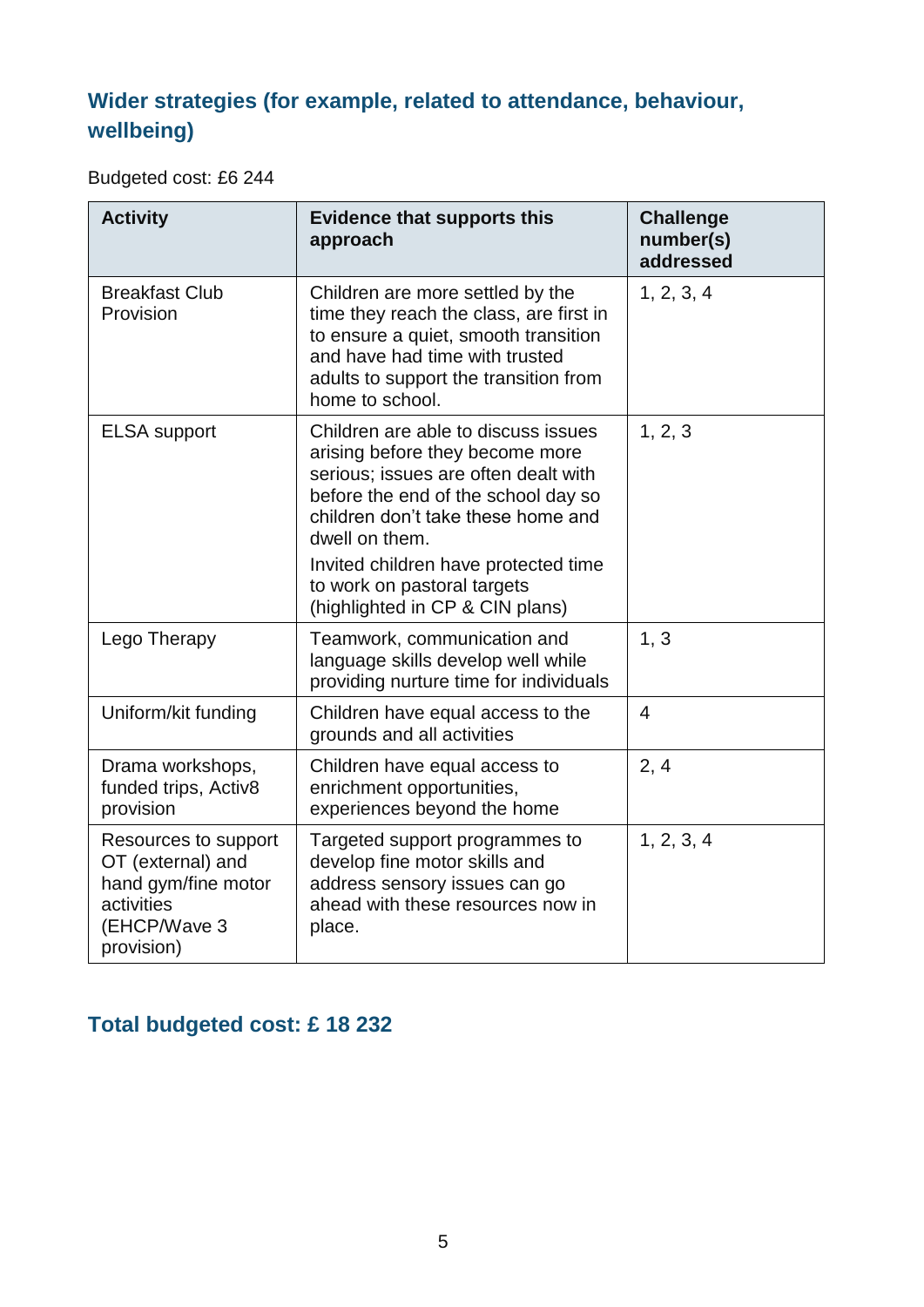## Wider strategies (for example, related to attendance, behaviour, wellbeing)

Budgeted cost: £6 244

| Activity | Evidence that supports this approach | Challenge number(s) addressed |
| --- | --- | --- |
| Breakfast Club Provision | Children are more settled by the time they reach the class, are first in to ensure a quiet, smooth transition and have had time with trusted adults to support the transition from home to school. | 1, 2, 3, 4 |
| ELSA support | Children are able to discuss issues arising before they become more serious; issues are often dealt with before the end of the school day so children don't take these home and dwell on them.<br>Invited children have protected time to work on pastoral targets (highlighted in CP & CIN plans) | 1, 2, 3 |
| Lego Therapy | Teamwork, communication and language skills develop well while providing nurture time for individuals | 1, 3 |
| Uniform/kit funding | Children have equal access to the grounds and all activities | 4 |
| Drama workshops, funded trips, Activ8 provision | Children have equal access to enrichment opportunities, experiences beyond the home | 2, 4 |
| Resources to support OT (external) and hand gym/fine motor activities (EHCP/Wave 3 provision) | Targeted support programmes to develop fine motor skills and address sensory issues can go ahead with these resources now in place. | 1, 2, 3, 4 |

## Total budgeted cost: £ 18 232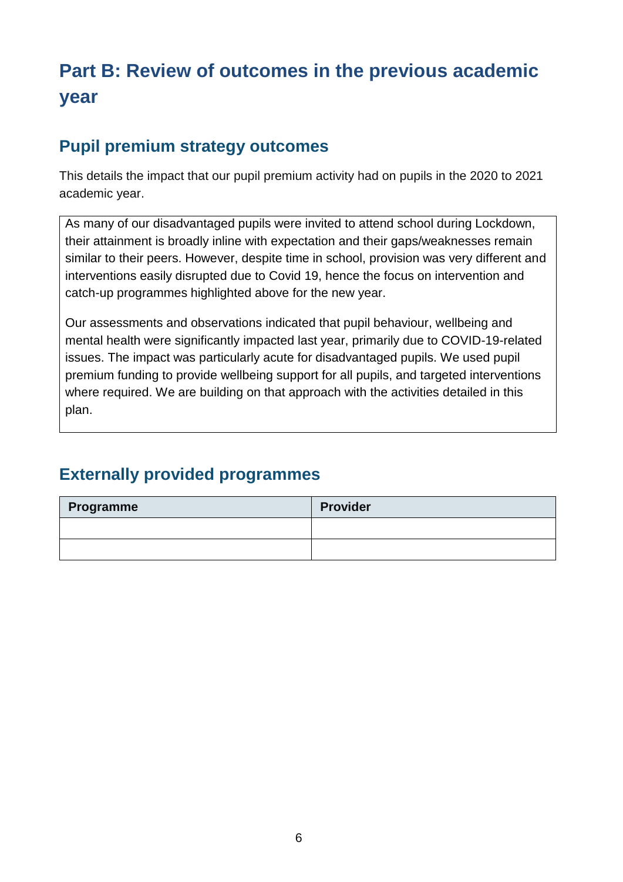# Part B: Review of outcomes in the previous academic year

## Pupil premium strategy outcomes

This details the impact that our pupil premium activity had on pupils in the 2020 to 2021 academic year.

As many of our disadvantaged pupils were invited to attend school during Lockdown, their attainment is broadly inline with expectation and their gaps/weaknesses remain similar to their peers. However, despite time in school, provision was very different and interventions easily disrupted due to Covid 19, hence the focus on intervention and catch-up programmes highlighted above for the new year.

Our assessments and observations indicated that pupil behaviour, wellbeing and mental health were significantly impacted last year, primarily due to COVID-19-related issues. The impact was particularly acute for disadvantaged pupils. We used pupil premium funding to provide wellbeing support for all pupils, and targeted interventions where required. We are building on that approach with the activities detailed in this plan.

## Externally provided programmes

| Programme | Provider |
|---|---|
| | |
| | |